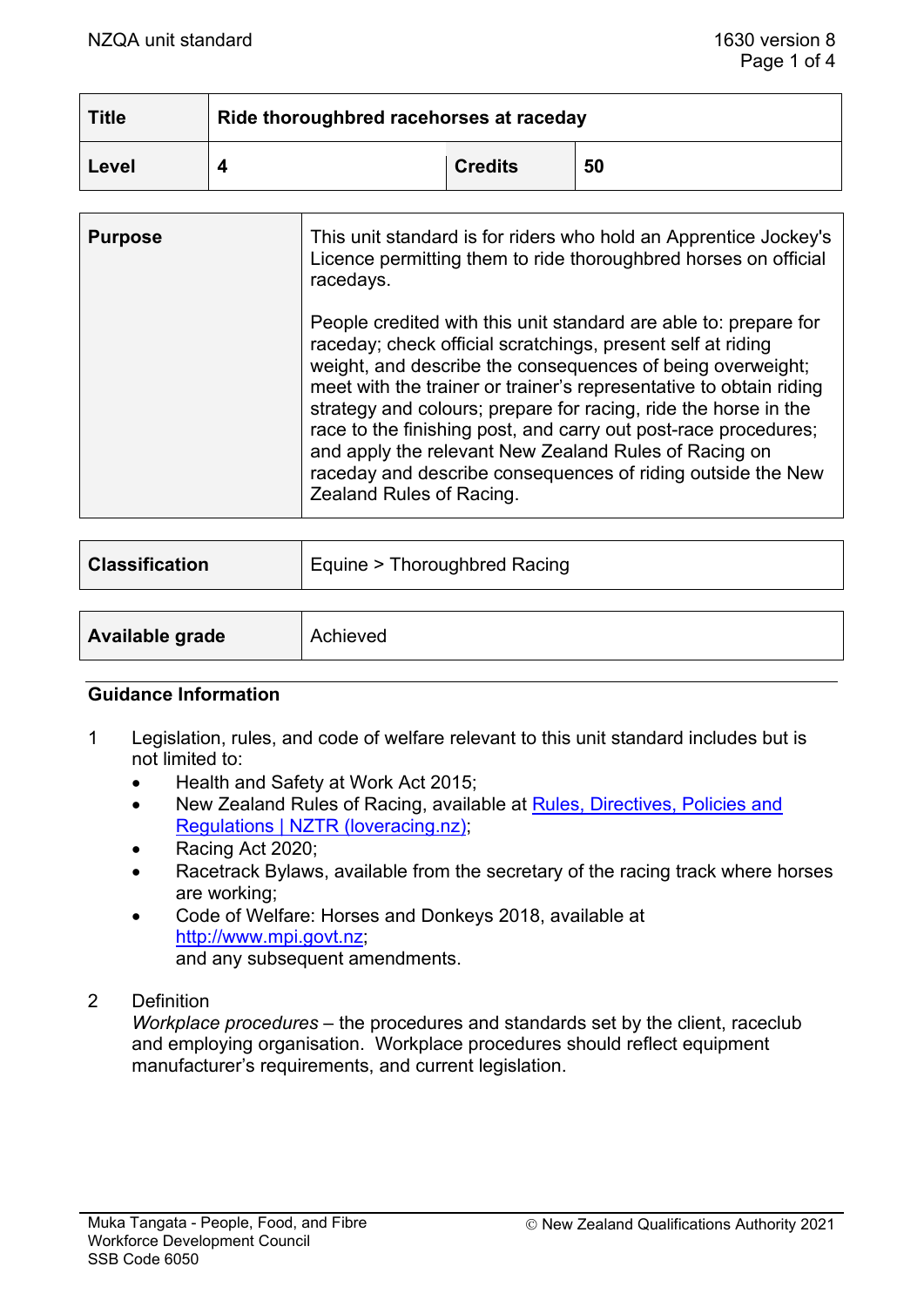| Title | Ride thoroughbred racehorses at raceday | | |
|---|---|---|---|
| **Level** | **4** | **Credits** | **50** |

| Purpose | This unit standard is for riders who hold an Apprentice Jockey's Licence permitting them to ride thoroughbred horses on official racedays.<br><br>People credited with this unit standard are able to: prepare for raceday; check official scratchings, present self at riding weight, and describe the consequences of being overweight; meet with the trainer or trainer's representative to obtain riding strategy and colours; prepare for racing, ride the horse in the race to the finishing post, and carry out post-race procedures; and apply the relevant New Zealand Rules of Racing on raceday and describe consequences of riding outside the New Zealand Rules of Racing. |
|---|---|

| Classification | Equine > Thoroughbred Racing |
|---|---|

| Available grade | Achieved |
|---|---|

## Guidance Information

1 Legislation, rules, and code of welfare relevant to this unit standard includes but is not limited to:
- Health and Safety at Work Act 2015;
- New Zealand Rules of Racing, available at [Rules, Directives, Policies and Regulations | NZTR (loveracing.nz)](Rules, Directives, Policies and Regulations | NZTR (loveracing.nz));
- Racing Act 2020;
- Racetrack Bylaws, available from the secretary of the racing track where horses are working;
- Code of Welfare: Horses and Donkeys 2018, available at [http://www.mpi.govt.nz](http://www.mpi.govt.nz);

and any subsequent amendments.

2 Definition

*Workplace procedures* – the procedures and standards set by the client, raceclub and employing organisation. Workplace procedures should reflect equipment manufacturer's requirements, and current legislation.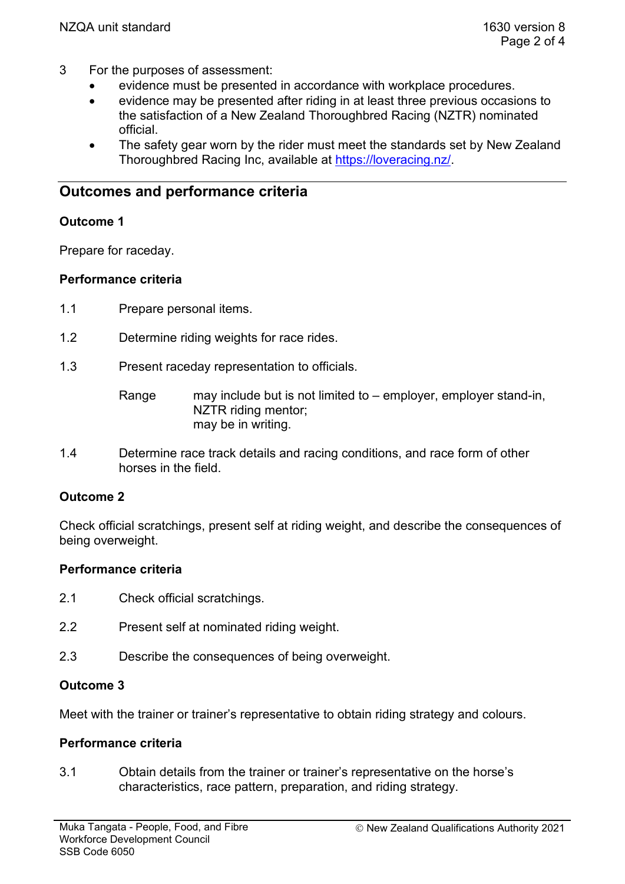3 For the purposes of assessment:
   - evidence must be presented in accordance with workplace procedures.
   - evidence may be presented after riding in at least three previous occasions to the satisfaction of a New Zealand Thoroughbred Racing (NZTR) nominated official.
   - The safety gear worn by the rider must meet the standards set by New Zealand Thoroughbred Racing Inc, available at https://loveracing.nz/.

## Outcomes and performance criteria

### Outcome 1

Prepare for raceday.

#### Performance criteria

1.1 Prepare personal items.

1.2 Determine riding weights for race rides.

1.3 Present raceday representation to officials.

Range may include but is not limited to – employer, employer stand-in, NZTR riding mentor;
may be in writing.

1.4 Determine race track details and racing conditions, and race form of other horses in the field.

### Outcome 2

Check official scratchings, present self at riding weight, and describe the consequences of being overweight.

#### Performance criteria

2.1 Check official scratchings.

2.2 Present self at nominated riding weight.

2.3 Describe the consequences of being overweight.

### Outcome 3

Meet with the trainer or trainer's representative to obtain riding strategy and colours.

#### Performance criteria

3.1 Obtain details from the trainer or trainer's representative on the horse's characteristics, race pattern, preparation, and riding strategy.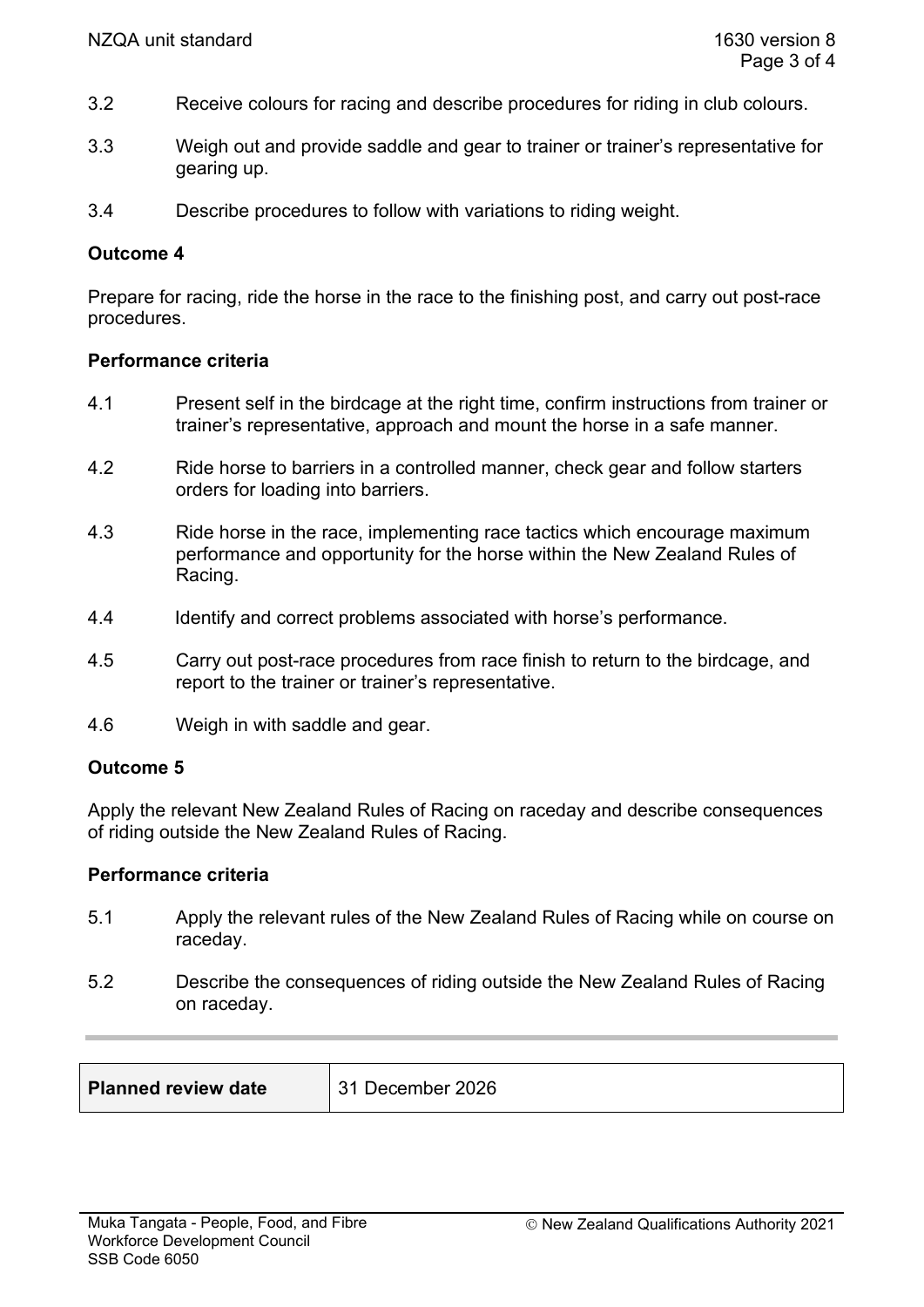3.2 Receive colours for racing and describe procedures for riding in club colours.

3.3 Weigh out and provide saddle and gear to trainer or trainer's representative for gearing up.

3.4 Describe procedures to follow with variations to riding weight.

**Outcome 4**

Prepare for racing, ride the horse in the race to the finishing post, and carry out post-race procedures.

**Performance criteria**

4.1 Present self in the birdcage at the right time, confirm instructions from trainer or trainer's representative, approach and mount the horse in a safe manner.

4.2 Ride horse to barriers in a controlled manner, check gear and follow starters orders for loading into barriers.

4.3 Ride horse in the race, implementing race tactics which encourage maximum performance and opportunity for the horse within the New Zealand Rules of Racing.

4.4 Identify and correct problems associated with horse's performance.

4.5 Carry out post-race procedures from race finish to return to the birdcage, and report to the trainer or trainer's representative.

4.6 Weigh in with saddle and gear.

**Outcome 5**

Apply the relevant New Zealand Rules of Racing on raceday and describe consequences of riding outside the New Zealand Rules of Racing.

**Performance criteria**

5.1 Apply the relevant rules of the New Zealand Rules of Racing while on course on raceday.

5.2 Describe the consequences of riding outside the New Zealand Rules of Racing on raceday.

| **Planned review date** | 31 December 2026 |
|---|---|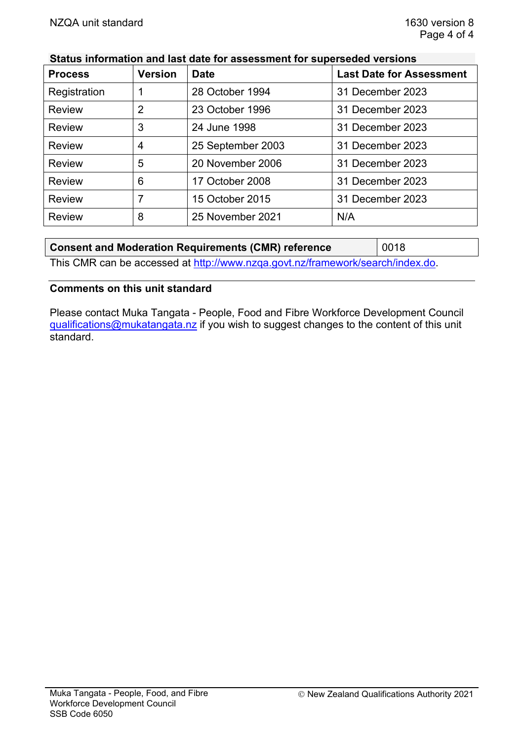**Status information and last date for assessment for superseded versions**

| Process | Version | Date | Last Date for Assessment |
|---|---|---|---|
| Registration | 1 | 28 October 1994 | 31 December 2023 |
| Review | 2 | 23 October 1996 | 31 December 2023 |
| Review | 3 | 24 June 1998 | 31 December 2023 |
| Review | 4 | 25 September 2003 | 31 December 2023 |
| Review | 5 | 20 November 2006 | 31 December 2023 |
| Review | 6 | 17 October 2008 | 31 December 2023 |
| Review | 7 | 15 October 2015 | 31 December 2023 |
| Review | 8 | 25 November 2021 | N/A |

| Consent and Moderation Requirements (CMR) reference | 0018 |
|---|---|

This CMR can be accessed at http://www.nzqa.govt.nz/framework/search/index.do.

**Comments on this unit standard**

Please contact Muka Tangata - People, Food and Fibre Workforce Development Council qualifications@mukatangata.nz if you wish to suggest changes to the content of this unit standard.